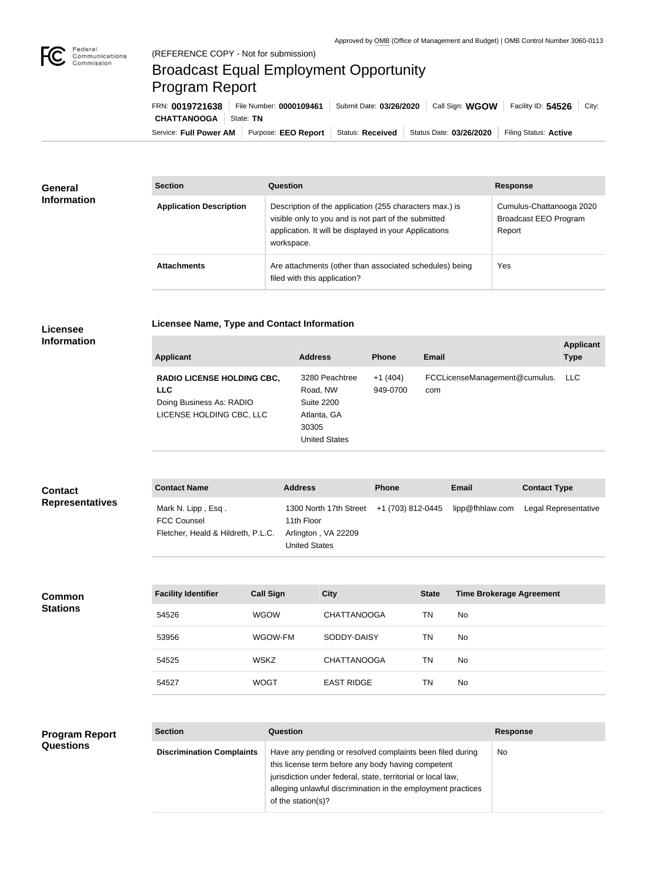Approved by OMB (Office of Management and Budget) | OMB Control Number 3060-0113

(REFERENCE COPY - Not for submission)

# Broadcast Equal Employment Opportunity Program Report

FRN: **0019721638** | File Number: **0000109461** | Submit Date: **03/26/2020** | Call Sign: **WGOW** | Facility ID: **54526** | City: **CHATTANOOGA** | State: **TN**

Service: **Full Power AM** | Purpose: **EEO Report** | Status: **Received** | Status Date: **03/26/2020** | Filing Status: **Active**

## General Information

| Section | Question | Response |
|---|---|---|
| **Application Description** | Description of the application (255 characters max.) is visible only to you and is not part of the submitted application. It will be displayed in your Applications workspace. | Cumulus-Chattanooga 2020 Broadcast EEO Program Report |
| **Attachments** | Are attachments (other than associated schedules) being filed with this application? | Yes |

## Licensee Information

### Licensee Name, Type and Contact Information

| Applicant | Address | Phone | Email | Applicant Type |
|---|---|---|---|---|
| **RADIO LICENSE HOLDING CBC, LLC** Doing Business As: RADIO LICENSE HOLDING CBC, LLC | 3280 Peachtree Road, NW Suite 2200 Atlanta, GA 30305 United States | +1 (404) 949-0700 | FCCLicenseManagement@cumulus.com | LLC |

## Contact Representatives

| Contact Name | Address | Phone | Email | Contact Type |
|---|---|---|---|---|
| Mark N. Lipp , Esq . FCC Counsel Fletcher, Heald & Hildreth, P.L.C. | 1300 North 17th Street 11th Floor Arlington , VA 22209 United States | +1 (703) 812-0445 | lipp@fhhlaw.com | Legal Representative |

## Common Stations

| Facility Identifier | Call Sign | City | State | Time Brokerage Agreement |
|---|---|---|---|---|
| 54526 | WGOW | CHATTANOOGA | TN | No |
| 53956 | WGOW-FM | SODDY-DAISY | TN | No |
| 54525 | WSKZ | CHATTANOOGA | TN | No |
| 54527 | WOGT | EAST RIDGE | TN | No |

## Program Report Questions

| Section | Question | Response |
|---|---|---|
| **Discrimination Complaints** | Have any pending or resolved complaints been filed during this license term before any body having competent jurisdiction under federal, state, territorial or local law, alleging unlawful discrimination in the employment practices of the station(s)? | No |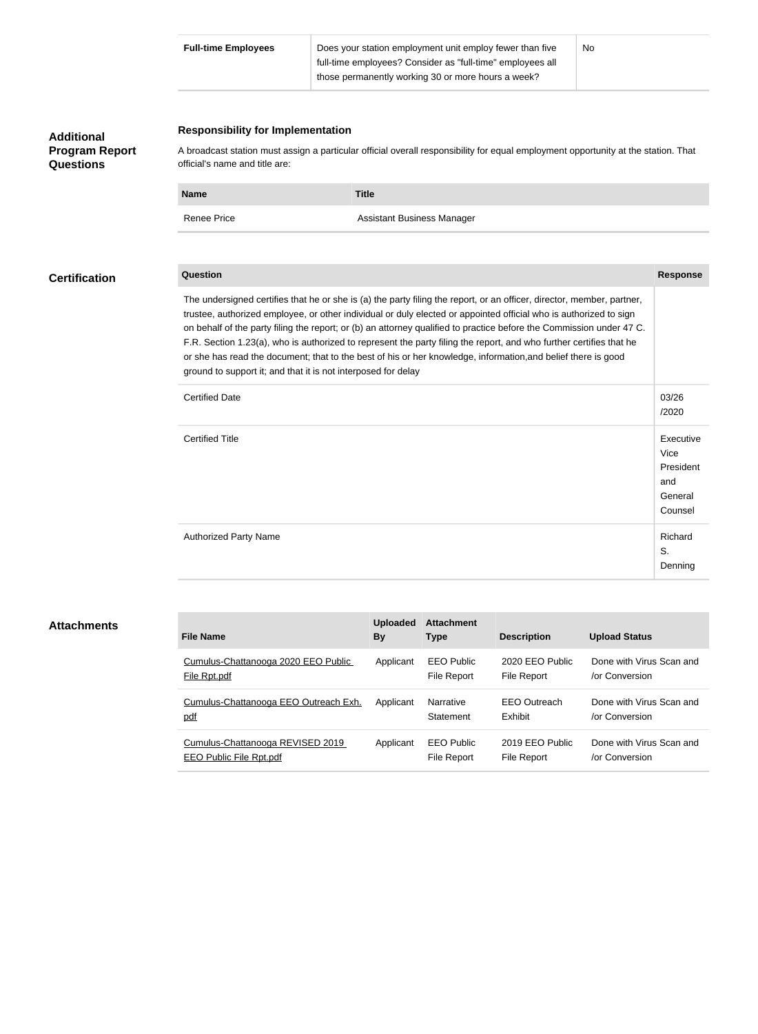| | | |
|---|---|---|
| **Full-time Employees** | Does your station employment unit employ fewer than five full-time employees? Consider as "full-time" employees all those permanently working 30 or more hours a week? | No |

## Additional Program Report Questions

### Responsibility for Implementation

A broadcast station must assign a particular official overall responsibility for equal employment opportunity at the station. That official's name and title are:

| Name | Title |
|---|---|
| Renee Price | Assistant Business Manager |

## Certification

| Question | Response |
|---|---|
| The undersigned certifies that he or she is (a) the party filing the report, or an officer, director, member, partner, trustee, authorized employee, or other individual or duly elected or appointed official who is authorized to sign on behalf of the party filing the report; or (b) an attorney qualified to practice before the Commission under 47 C.F.R. Section 1.23(a), who is authorized to represent the party filing the report, and who further certifies that he or she has read the document; that to the best of his or her knowledge, information,and belief there is good ground to support it; and that it is not interposed for delay | |
| Certified Date | 03/26/2020 |
| Certified Title | Executive Vice President and General Counsel |
| Authorized Party Name | Richard S. Denning |

## Attachments

| File Name | Uploaded By | Attachment Type | Description | Upload Status |
|---|---|---|---|---|
| Cumulus-Chattanooga 2020 EEO Public File Rpt.pdf | Applicant | EEO Public File Report | 2020 EEO Public File Report | Done with Virus Scan and /or Conversion |
| Cumulus-Chattanooga EEO Outreach Exh.pdf | Applicant | Narrative Statement | EEO Outreach Exhibit | Done with Virus Scan and /or Conversion |
| Cumulus-Chattanooga REVISED 2019 EEO Public File Rpt.pdf | Applicant | EEO Public File Report | 2019 EEO Public File Report | Done with Virus Scan and /or Conversion |